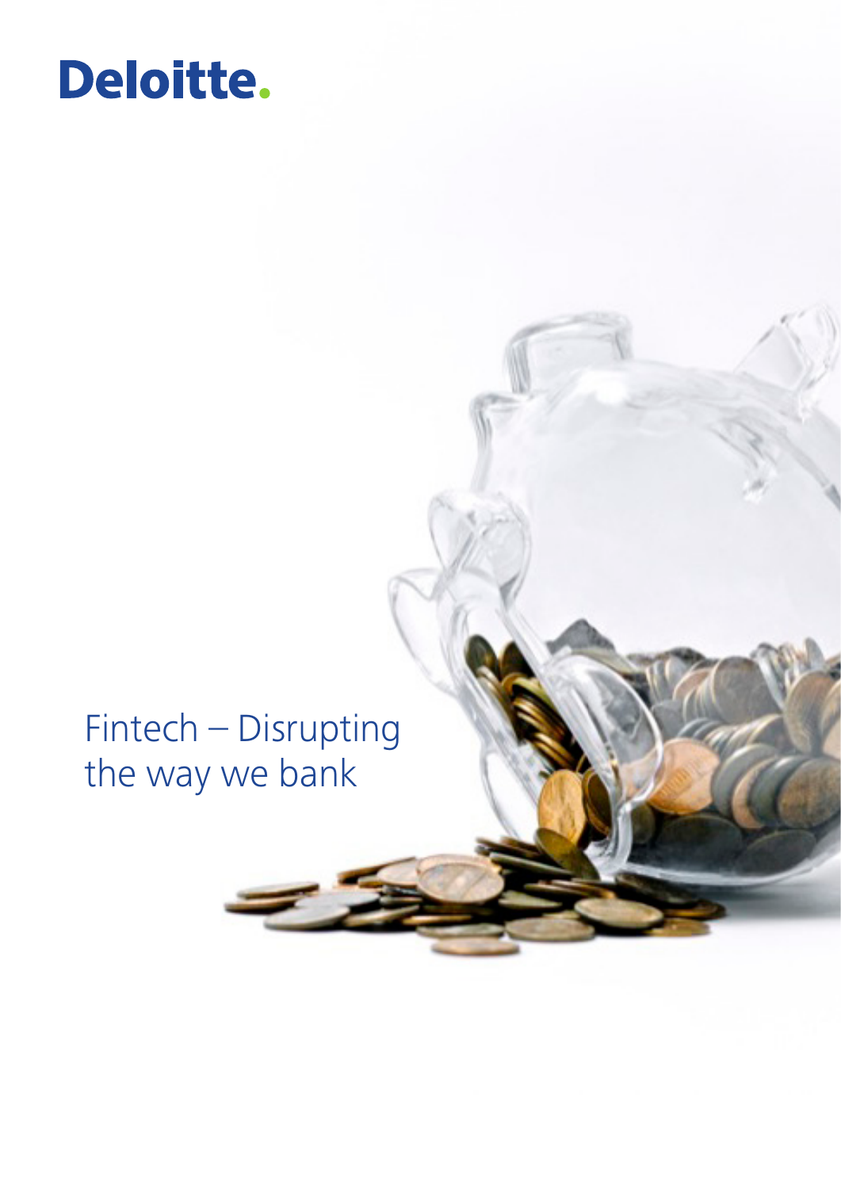Deloitte.

# Fintech – Disrupting the way we bank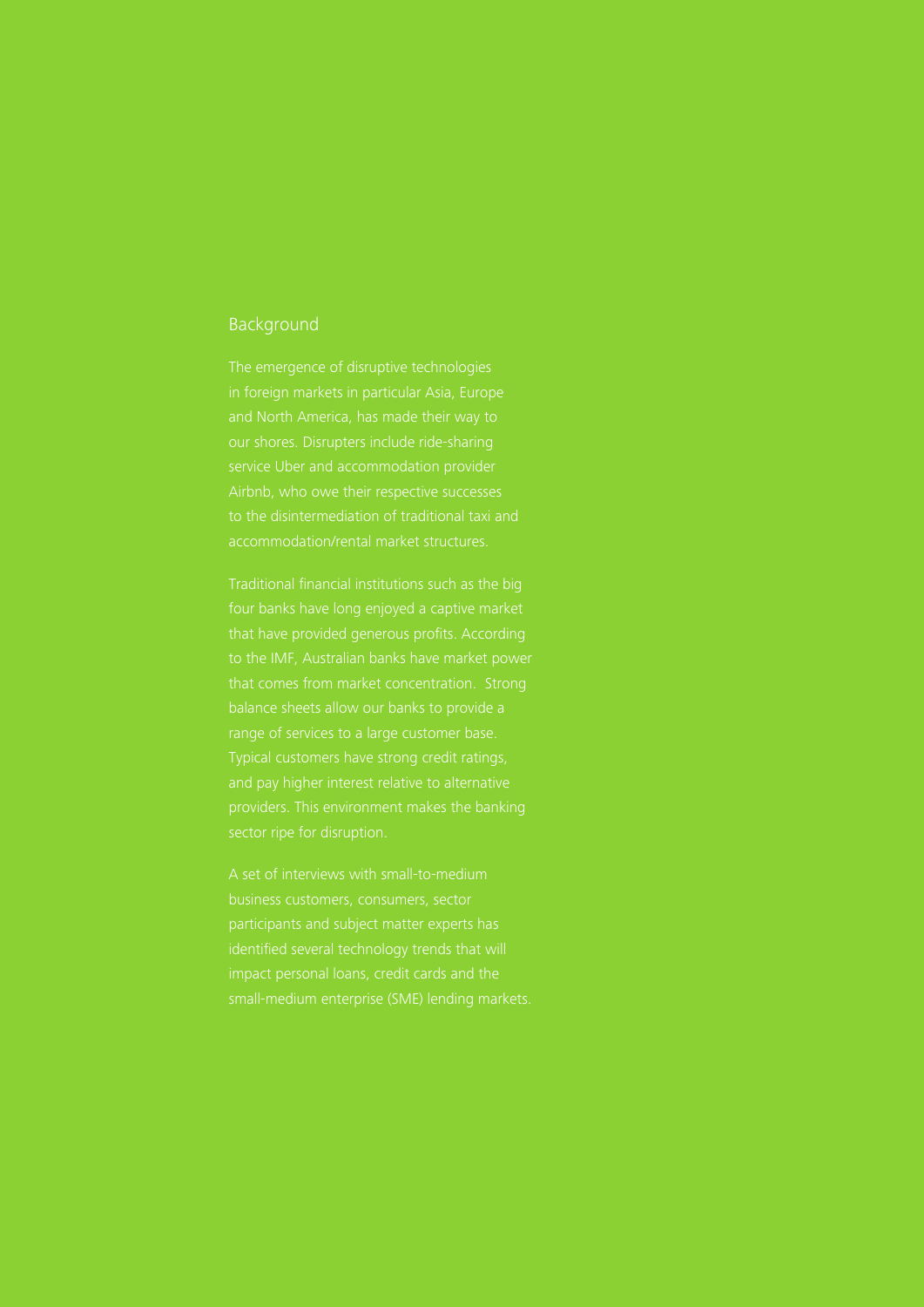## Background

The emergence of disruptive technologies in foreign markets in particular Asia, Europe and North America, has made their way to our shores. Disrupters include ride-sharing service Uber and accommodation provider Airbnb, who owe their respective successes to the disintermediation of traditional taxi and accommodation/rental market structures.

Traditional financial institutions such as the big four banks have long enjoyed a captive market that have provided generous profits. According to the IMF, Australian banks have market power that comes from market concentration. Strong balance sheets allow our banks to provide a range of services to a large customer base. Typical customers have strong credit ratings, and pay higher interest relative to alternative providers. This environment makes the banking sector ripe for disruption.

A set of interviews with small-to-medium business customers, consumers, sector participants and subject matter experts has identified several technology trends that will impact personal loans, credit cards and the small-medium enterprise (SME) lending markets.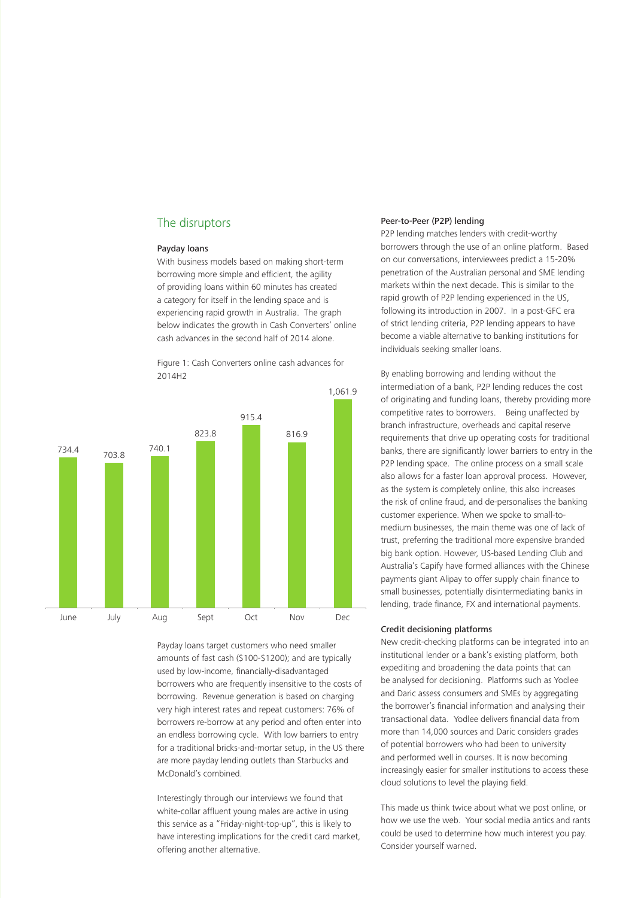## The disruptors

### Payday loans

With business models based on making short-term borrowing more simple and efficient, the agility of providing loans within 60 minutes has created a category for itself in the lending space and is experiencing rapid growth in Australia. The graph below indicates the growth in Cash Converters' online cash advances in the second half of 2014 alone.

Figure 1: Cash Converters online cash advances for 2014H2

| June | July | Aug | Sept | Oct | Nov | Dec |
| --- | --- | --- | --- | --- | --- | --- |
| 734.4 | 703.8 | 740.1 | 823.8 | 915.4 | 816.9 | 1,061.9 |

Payday loans target customers who need smaller amounts of fast cash ($100-$1200); and are typically used by low-income, financially-disadvantaged borrowers who are frequently insensitive to the costs of borrowing. Revenue generation is based on charging very high interest rates and repeat customers: 76% of borrowers re-borrow at any period and often enter into an endless borrowing cycle. With low barriers to entry for a traditional bricks-and-mortar setup, in the US there are more payday lending outlets than Starbucks and McDonald's combined.

Interestingly through our interviews we found that white-collar affluent young males are active in using this service as a "Friday-night-top-up", this is likely to have interesting implications for the credit card market, offering another alternative.

### Peer-to-Peer (P2P) lending

P2P lending matches lenders with credit-worthy borrowers through the use of an online platform. Based on our conversations, interviewees predict a 15-20% penetration of the Australian personal and SME lending markets within the next decade. This is similar to the rapid growth of P2P lending experienced in the US, following its introduction in 2007. In a post-GFC era of strict lending criteria, P2P lending appears to have become a viable alternative to banking institutions for individuals seeking smaller loans.

By enabling borrowing and lending without the intermediation of a bank, P2P lending reduces the cost of originating and funding loans, thereby providing more competitive rates to borrowers. Being unaffected by branch infrastructure, overheads and capital reserve requirements that drive up operating costs for traditional banks, there are significantly lower barriers to entry in the P2P lending space. The online process on a small scale also allows for a faster loan approval process. However, as the system is completely online, this also increases the risk of online fraud, and de-personalises the banking customer experience. When we spoke to small-to-medium businesses, the main theme was one of lack of trust, preferring the traditional more expensive branded big bank option. However, US-based Lending Club and Australia's Capify have formed alliances with the Chinese payments giant Alipay to offer supply chain finance to small businesses, potentially disintermediating banks in lending, trade finance, FX and international payments.

### Credit decisioning platforms

New credit-checking platforms can be integrated into an institutional lender or a bank's existing platform, both expediting and broadening the data points that can be analysed for decisioning. Platforms such as Yodlee and Daric assess consumers and SMEs by aggregating the borrower's financial information and analysing their transactional data. Yodlee delivers financial data from more than 14,000 sources and Daric considers grades of potential borrowers who had been to university and performed well in courses. It is now becoming increasingly easier for smaller institutions to access these cloud solutions to level the playing field.

This made us think twice about what we post online, or how we use the web. Your social media antics and rants could be used to determine how much interest you pay. Consider yourself warned.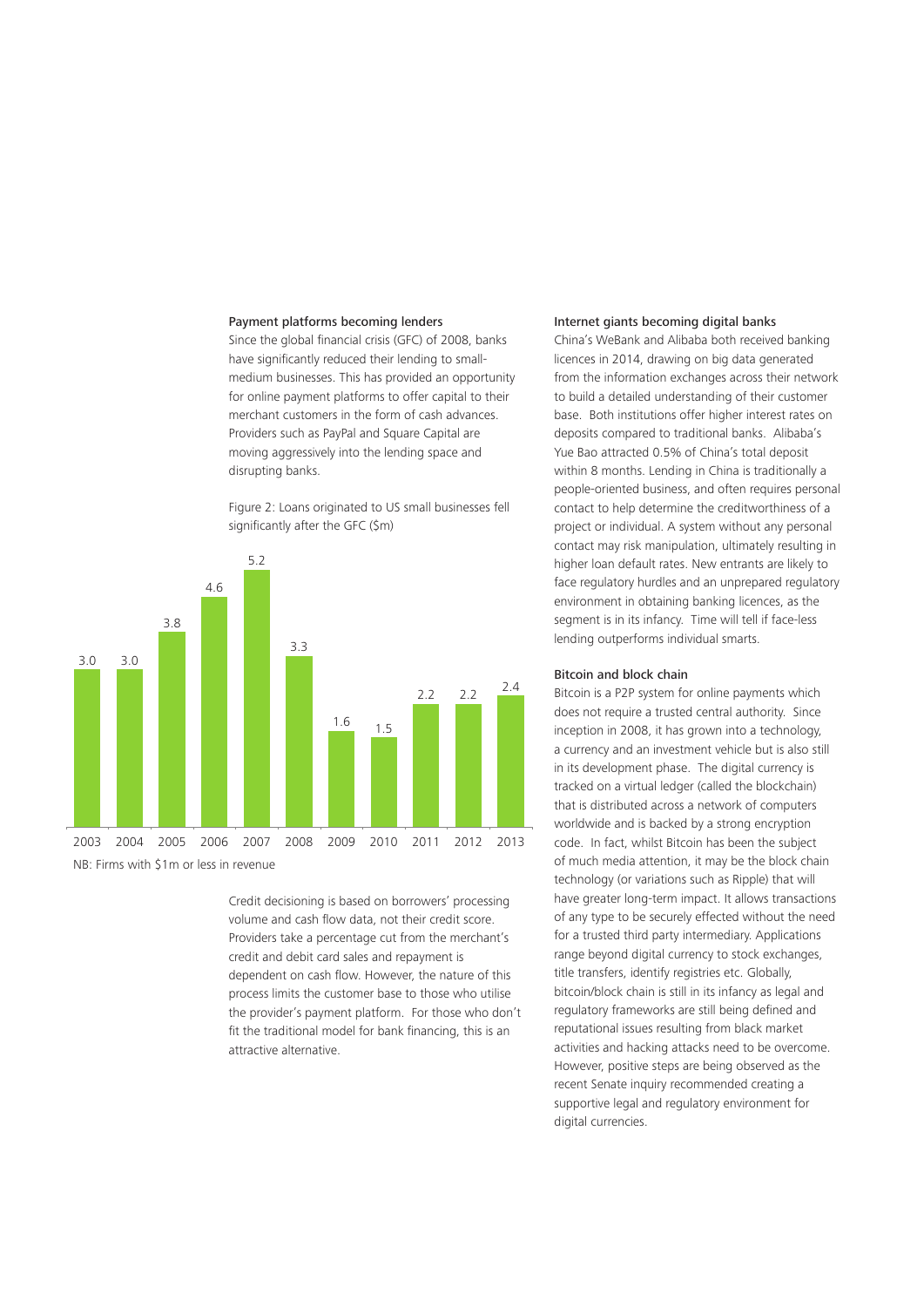### Payment platforms becoming lenders

Since the global financial crisis (GFC) of 2008, banks have significantly reduced their lending to small-medium businesses. This has provided an opportunity for online payment platforms to offer capital to their merchant customers in the form of cash advances. Providers such as PayPal and Square Capital are moving aggressively into the lending space and disrupting banks.

Figure 2: Loans originated to US small businesses fell significantly after the GFC ($m)

| Year | Loans ($m) |
|---|---|
| 2003 | 3.0 |
| 2004 | 3.0 |
| 2005 | 3.8 |
| 2006 | 4.6 |
| 2007 | 5.2 |
| 2008 | 3.3 |
| 2009 | 1.6 |
| 2010 | 1.5 |
| 2011 | 2.2 |
| 2012 | 2.2 |
| 2013 | 2.4 |

NB: Firms with $1m or less in revenue

Credit decisioning is based on borrowers' processing volume and cash flow data, not their credit score. Providers take a percentage cut from the merchant's credit and debit card sales and repayment is dependent on cash flow. However, the nature of this process limits the customer base to those who utilise the provider's payment platform. For those who don't fit the traditional model for bank financing, this is an attractive alternative.

### Internet giants becoming digital banks

China's WeBank and Alibaba both received banking licences in 2014, drawing on big data generated from the information exchanges across their network to build a detailed understanding of their customer base. Both institutions offer higher interest rates on deposits compared to traditional banks. Alibaba's Yue Bao attracted 0.5% of China's total deposit within 8 months. Lending in China is traditionally a people-oriented business, and often requires personal contact to help determine the creditworthiness of a project or individual. A system without any personal contact may risk manipulation, ultimately resulting in higher loan default rates. New entrants are likely to face regulatory hurdles and an unprepared regulatory environment in obtaining banking licences, as the segment is in its infancy. Time will tell if face-less lending outperforms individual smarts.

### Bitcoin and block chain

Bitcoin is a P2P system for online payments which does not require a trusted central authority. Since inception in 2008, it has grown into a technology, a currency and an investment vehicle but is also still in its development phase. The digital currency is tracked on a virtual ledger (called the blockchain) that is distributed across a network of computers worldwide and is backed by a strong encryption code. In fact, whilst Bitcoin has been the subject of much media attention, it may be the block chain technology (or variations such as Ripple) that will have greater long-term impact. It allows transactions of any type to be securely effected without the need for a trusted third party intermediary. Applications range beyond digital currency to stock exchanges, title transfers, identify registries etc. Globally, bitcoin/block chain is still in its infancy as legal and regulatory frameworks are still being defined and reputational issues resulting from black market activities and hacking attacks need to be overcome. However, positive steps are being observed as the recent Senate inquiry recommended creating a supportive legal and regulatory environment for digital currencies.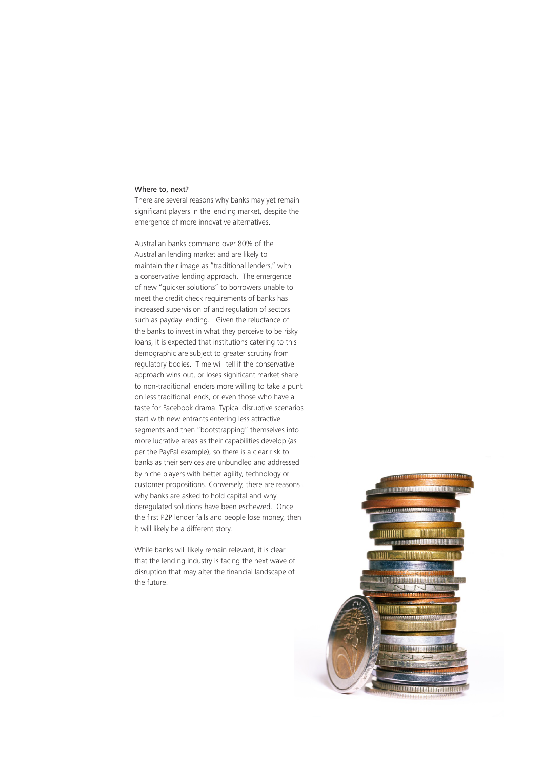## Where to, next?

There are several reasons why banks may yet remain significant players in the lending market, despite the emergence of more innovative alternatives.

Australian banks command over 80% of the Australian lending market and are likely to maintain their image as "traditional lenders," with a conservative lending approach. The emergence of new "quicker solutions" to borrowers unable to meet the credit check requirements of banks has increased supervision of and regulation of sectors such as payday lending. Given the reluctance of the banks to invest in what they perceive to be risky loans, it is expected that institutions catering to this demographic are subject to greater scrutiny from regulatory bodies. Time will tell if the conservative approach wins out, or loses significant market share to non-traditional lenders more willing to take a punt on less traditional lends, or even those who have a taste for Facebook drama. Typical disruptive scenarios start with new entrants entering less attractive segments and then "bootstrapping" themselves into more lucrative areas as their capabilities develop (as per the PayPal example), so there is a clear risk to banks as their services are unbundled and addressed by niche players with better agility, technology or customer propositions. Conversely, there are reasons why banks are asked to hold capital and why deregulated solutions have been eschewed. Once the first P2P lender fails and people lose money, then it will likely be a different story.

While banks will likely remain relevant, it is clear that the lending industry is facing the next wave of disruption that may alter the financial landscape of the future.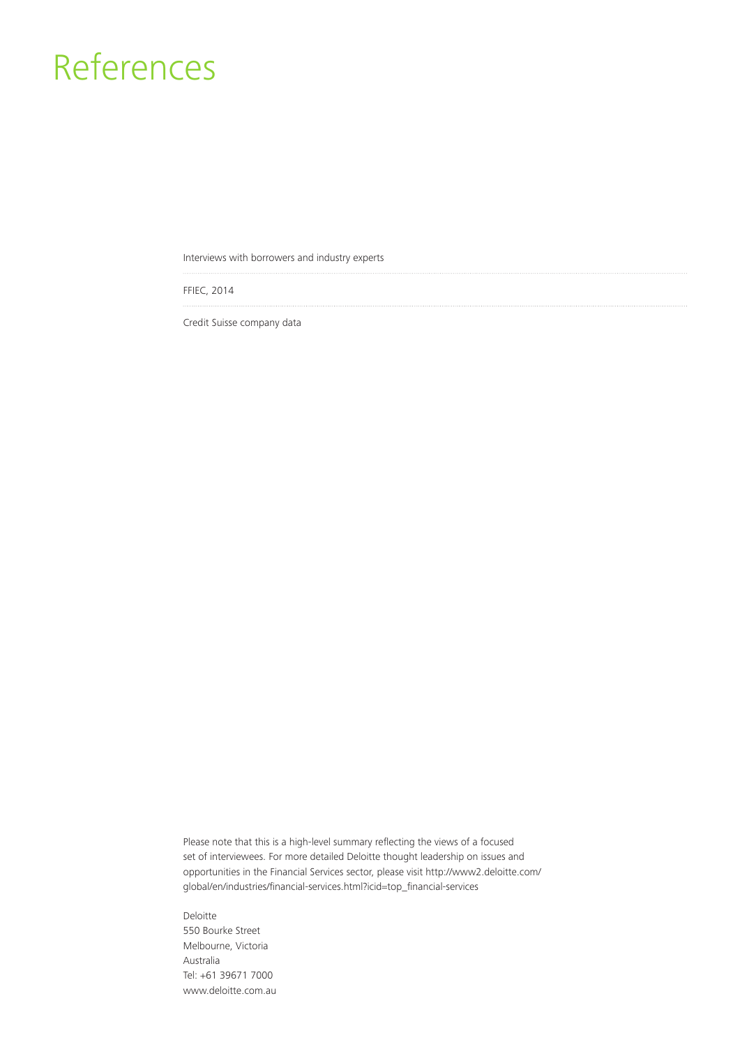# References

Interviews with borrowers and industry experts

FFIEC, 2014

Credit Suisse company data

Please note that this is a high-level summary reflecting the views of a focused set of interviewees. For more detailed Deloitte thought leadership on issues and opportunities in the Financial Services sector, please visit http://www2.deloitte.com/global/en/industries/financial-services.html?icid=top_financial-services

Deloitte
550 Bourke Street
Melbourne, Victoria
Australia
Tel: +61 39671 7000
www.deloitte.com.au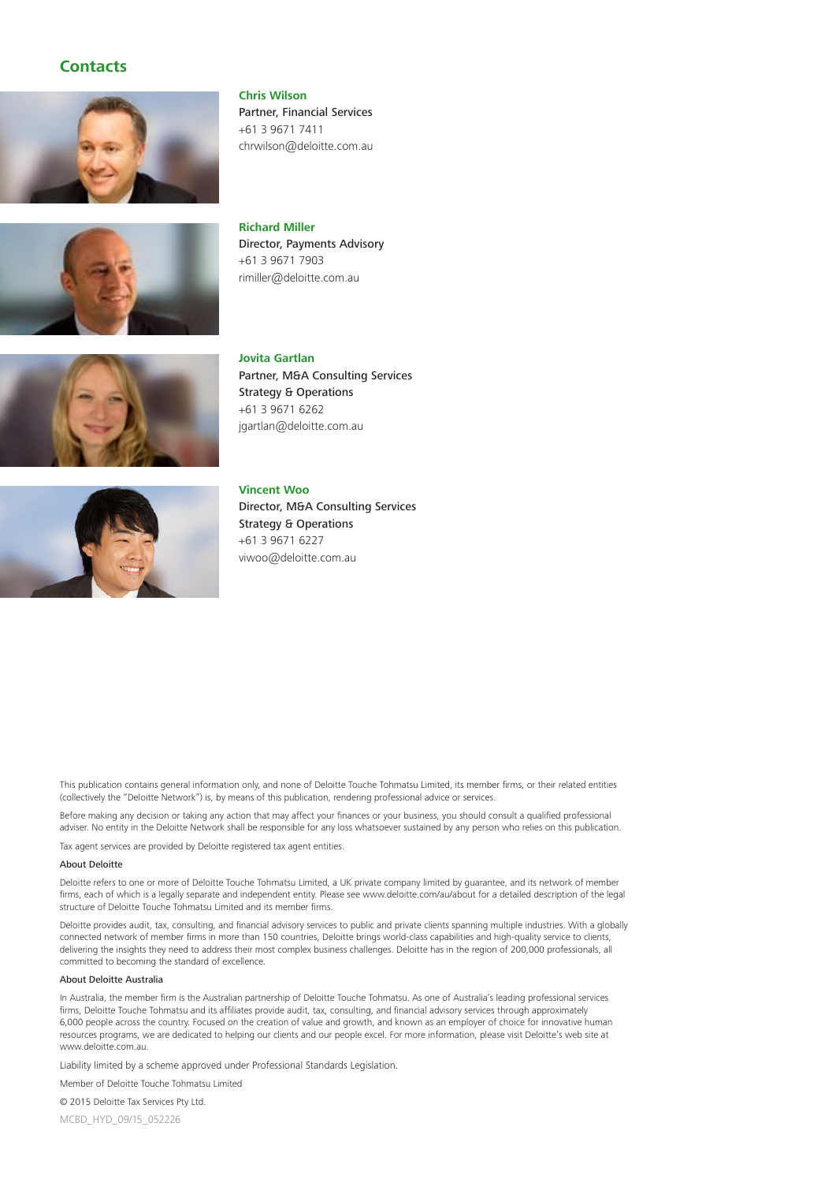## Contacts

**Chris Wilson**
Partner, Financial Services
+61 3 9671 7411
chrwilson@deloitte.com.au

**Richard Miller**
Director, Payments Advisory
+61 3 9671 7903
rimiller@deloitte.com.au

**Jovita Gartlan**
Partner, M&A Consulting Services
Strategy & Operations
+61 3 9671 6262
jgartlan@deloitte.com.au

**Vincent Woo**
Director, M&A Consulting Services
Strategy & Operations
+61 3 9671 6227
viwoo@deloitte.com.au

This publication contains general information only, and none of Deloitte Touche Tohmatsu Limited, its member firms, or their related entities (collectively the "Deloitte Network") is, by means of this publication, rendering professional advice or services.

Before making any decision or taking any action that may affect your finances or your business, you should consult a qualified professional adviser. No entity in the Deloitte Network shall be responsible for any loss whatsoever sustained by any person who relies on this publication.

Tax agent services are provided by Deloitte registered tax agent entities.

About Deloitte

Deloitte refers to one or more of Deloitte Touche Tohmatsu Limited, a UK private company limited by guarantee, and its network of member firms, each of which is a legally separate and independent entity. Please see www.deloitte.com/au/about for a detailed description of the legal structure of Deloitte Touche Tohmatsu Limited and its member firms.

Deloitte provides audit, tax, consulting, and financial advisory services to public and private clients spanning multiple industries. With a globally connected network of member firms in more than 150 countries, Deloitte brings world-class capabilities and high-quality service to clients, delivering the insights they need to address their most complex business challenges. Deloitte has in the region of 200,000 professionals, all committed to becoming the standard of excellence.

About Deloitte Australia

In Australia, the member firm is the Australian partnership of Deloitte Touche Tohmatsu. As one of Australia's leading professional services firms, Deloitte Touche Tohmatsu and its affiliates provide audit, tax, consulting, and financial advisory services through approximately 6,000 people across the country. Focused on the creation of value and growth, and known as an employer of choice for innovative human resources programs, we are dedicated to helping our clients and our people excel. For more information, please visit Deloitte's web site at www.deloitte.com.au.

Liability limited by a scheme approved under Professional Standards Legislation.

Member of Deloitte Touche Tohmatsu Limited

© 2015 Deloitte Tax Services Pty Ltd.

MCBD_HYD_09/15_052226